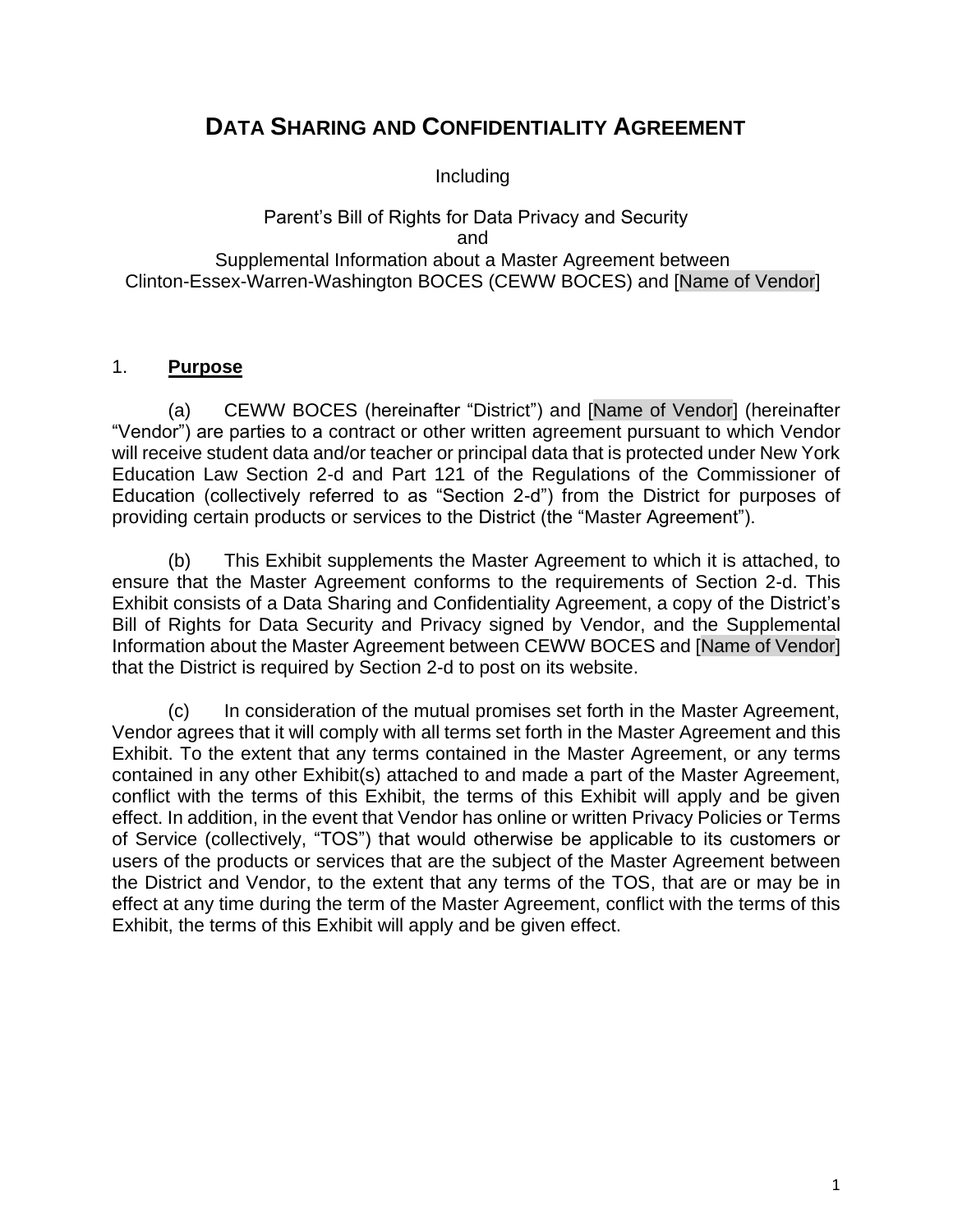# DATA SHARING AND CONFIDENTIALITY AGREEMENT

Including

Parent's Bill of Rights for Data Privacy and Security
and
Supplemental Information about a Master Agreement between
Clinton-Essex-Warren-Washington BOCES (CEWW BOCES) and [Name of Vendor]

1. **Purpose**

(a) CEWW BOCES (hereinafter "District") and [Name of Vendor] (hereinafter "Vendor") are parties to a contract or other written agreement pursuant to which Vendor will receive student data and/or teacher or principal data that is protected under New York Education Law Section 2-d and Part 121 of the Regulations of the Commissioner of Education (collectively referred to as "Section 2-d") from the District for purposes of providing certain products or services to the District (the "Master Agreement").

(b) This Exhibit supplements the Master Agreement to which it is attached, to ensure that the Master Agreement conforms to the requirements of Section 2-d. This Exhibit consists of a Data Sharing and Confidentiality Agreement, a copy of the District's Bill of Rights for Data Security and Privacy signed by Vendor, and the Supplemental Information about the Master Agreement between CEWW BOCES and [Name of Vendor] that the District is required by Section 2-d to post on its website.

(c) In consideration of the mutual promises set forth in the Master Agreement, Vendor agrees that it will comply with all terms set forth in the Master Agreement and this Exhibit. To the extent that any terms contained in the Master Agreement, or any terms contained in any other Exhibit(s) attached to and made a part of the Master Agreement, conflict with the terms of this Exhibit, the terms of this Exhibit will apply and be given effect. In addition, in the event that Vendor has online or written Privacy Policies or Terms of Service (collectively, "TOS") that would otherwise be applicable to its customers or users of the products or services that are the subject of the Master Agreement between the District and Vendor, to the extent that any terms of the TOS, that are or may be in effect at any time during the term of the Master Agreement, conflict with the terms of this Exhibit, the terms of this Exhibit will apply and be given effect.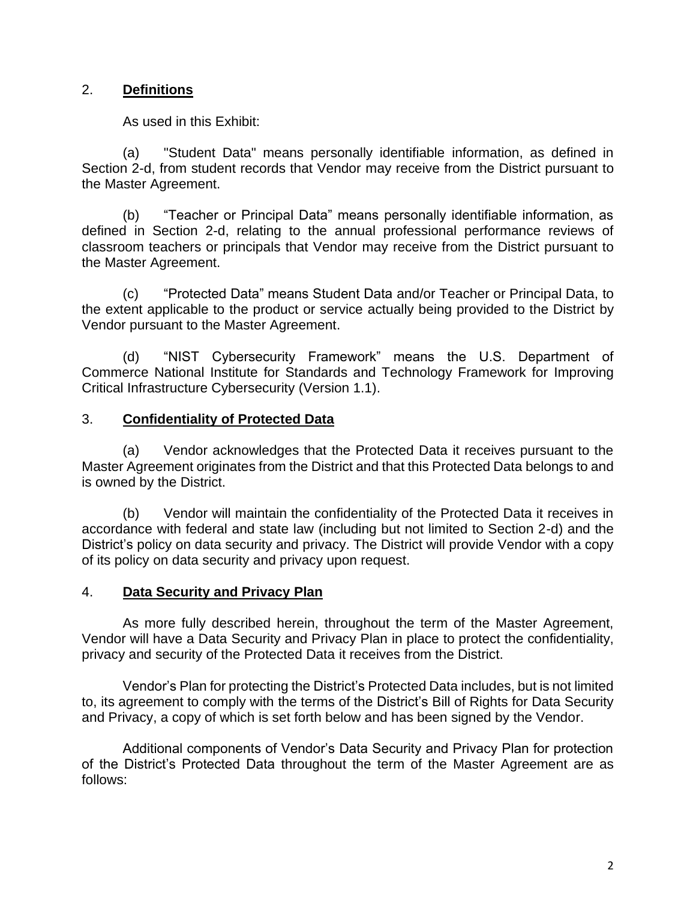## 2. **Definitions**

As used in this Exhibit:

(a) "Student Data" means personally identifiable information, as defined in Section 2-d, from student records that Vendor may receive from the District pursuant to the Master Agreement.

(b) "Teacher or Principal Data" means personally identifiable information, as defined in Section 2-d, relating to the annual professional performance reviews of classroom teachers or principals that Vendor may receive from the District pursuant to the Master Agreement.

(c) "Protected Data" means Student Data and/or Teacher or Principal Data, to the extent applicable to the product or service actually being provided to the District by Vendor pursuant to the Master Agreement.

(d) "NIST Cybersecurity Framework" means the U.S. Department of Commerce National Institute for Standards and Technology Framework for Improving Critical Infrastructure Cybersecurity (Version 1.1).

## 3. **Confidentiality of Protected Data**

(a) Vendor acknowledges that the Protected Data it receives pursuant to the Master Agreement originates from the District and that this Protected Data belongs to and is owned by the District.

(b) Vendor will maintain the confidentiality of the Protected Data it receives in accordance with federal and state law (including but not limited to Section 2-d) and the District's policy on data security and privacy. The District will provide Vendor with a copy of its policy on data security and privacy upon request.

## 4. **Data Security and Privacy Plan**

As more fully described herein, throughout the term of the Master Agreement, Vendor will have a Data Security and Privacy Plan in place to protect the confidentiality, privacy and security of the Protected Data it receives from the District.

Vendor's Plan for protecting the District's Protected Data includes, but is not limited to, its agreement to comply with the terms of the District's Bill of Rights for Data Security and Privacy, a copy of which is set forth below and has been signed by the Vendor.

Additional components of Vendor's Data Security and Privacy Plan for protection of the District's Protected Data throughout the term of the Master Agreement are as follows: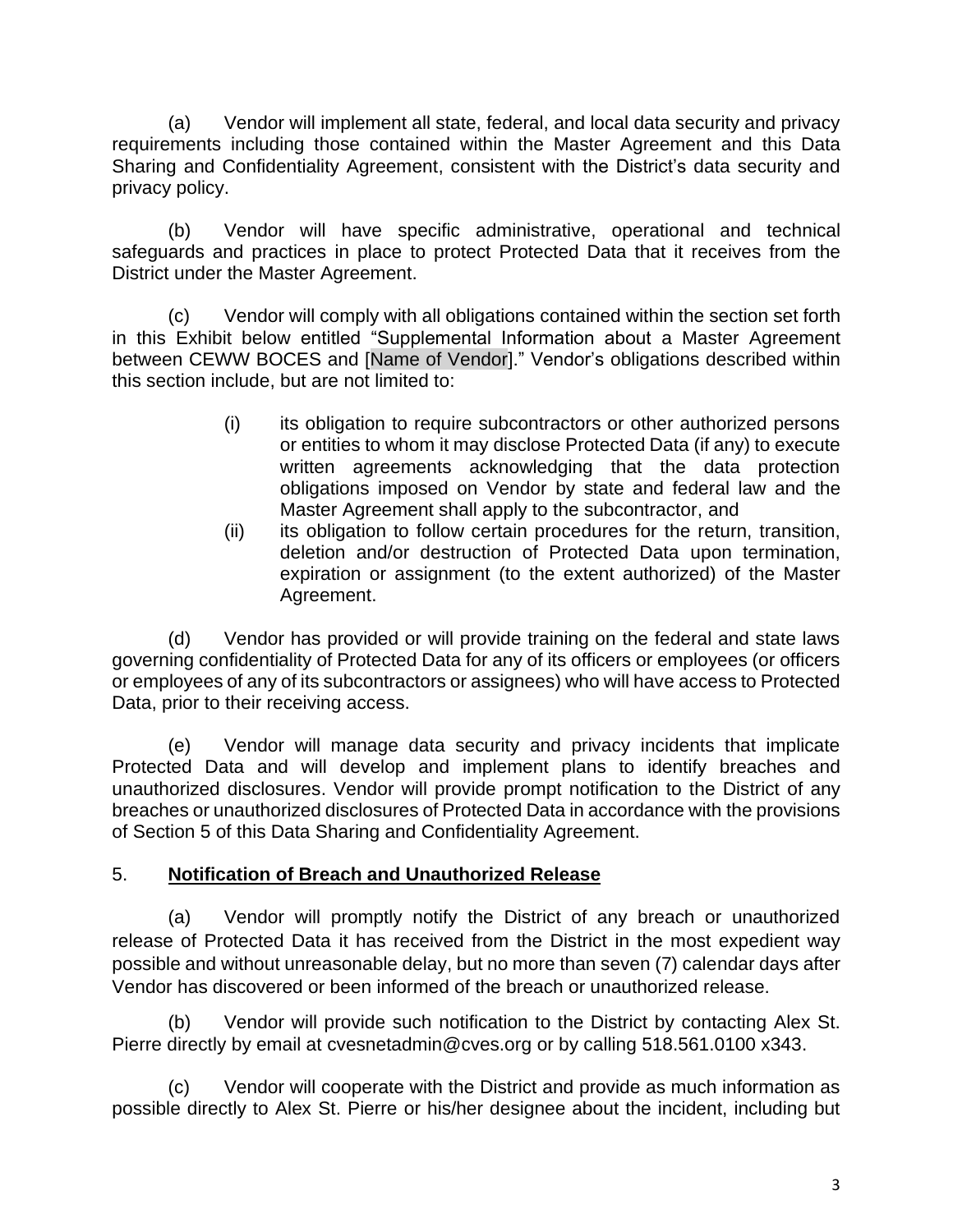(a) Vendor will implement all state, federal, and local data security and privacy requirements including those contained within the Master Agreement and this Data Sharing and Confidentiality Agreement, consistent with the District's data security and privacy policy.

(b) Vendor will have specific administrative, operational and technical safeguards and practices in place to protect Protected Data that it receives from the District under the Master Agreement.

(c) Vendor will comply with all obligations contained within the section set forth in this Exhibit below entitled "Supplemental Information about a Master Agreement between CEWW BOCES and [Name of Vendor]." Vendor's obligations described within this section include, but are not limited to:

(i) its obligation to require subcontractors or other authorized persons or entities to whom it may disclose Protected Data (if any) to execute written agreements acknowledging that the data protection obligations imposed on Vendor by state and federal law and the Master Agreement shall apply to the subcontractor, and

(ii) its obligation to follow certain procedures for the return, transition, deletion and/or destruction of Protected Data upon termination, expiration or assignment (to the extent authorized) of the Master Agreement.

(d) Vendor has provided or will provide training on the federal and state laws governing confidentiality of Protected Data for any of its officers or employees (or officers or employees of any of its subcontractors or assignees) who will have access to Protected Data, prior to their receiving access.

(e) Vendor will manage data security and privacy incidents that implicate Protected Data and will develop and implement plans to identify breaches and unauthorized disclosures. Vendor will provide prompt notification to the District of any breaches or unauthorized disclosures of Protected Data in accordance with the provisions of Section 5 of this Data Sharing and Confidentiality Agreement.

5. **Notification of Breach and Unauthorized Release**

(a) Vendor will promptly notify the District of any breach or unauthorized release of Protected Data it has received from the District in the most expedient way possible and without unreasonable delay, but no more than seven (7) calendar days after Vendor has discovered or been informed of the breach or unauthorized release.

(b) Vendor will provide such notification to the District by contacting Alex St. Pierre directly by email at cvesnetadmin@cves.org or by calling 518.561.0100 x343.

(c) Vendor will cooperate with the District and provide as much information as possible directly to Alex St. Pierre or his/her designee about the incident, including but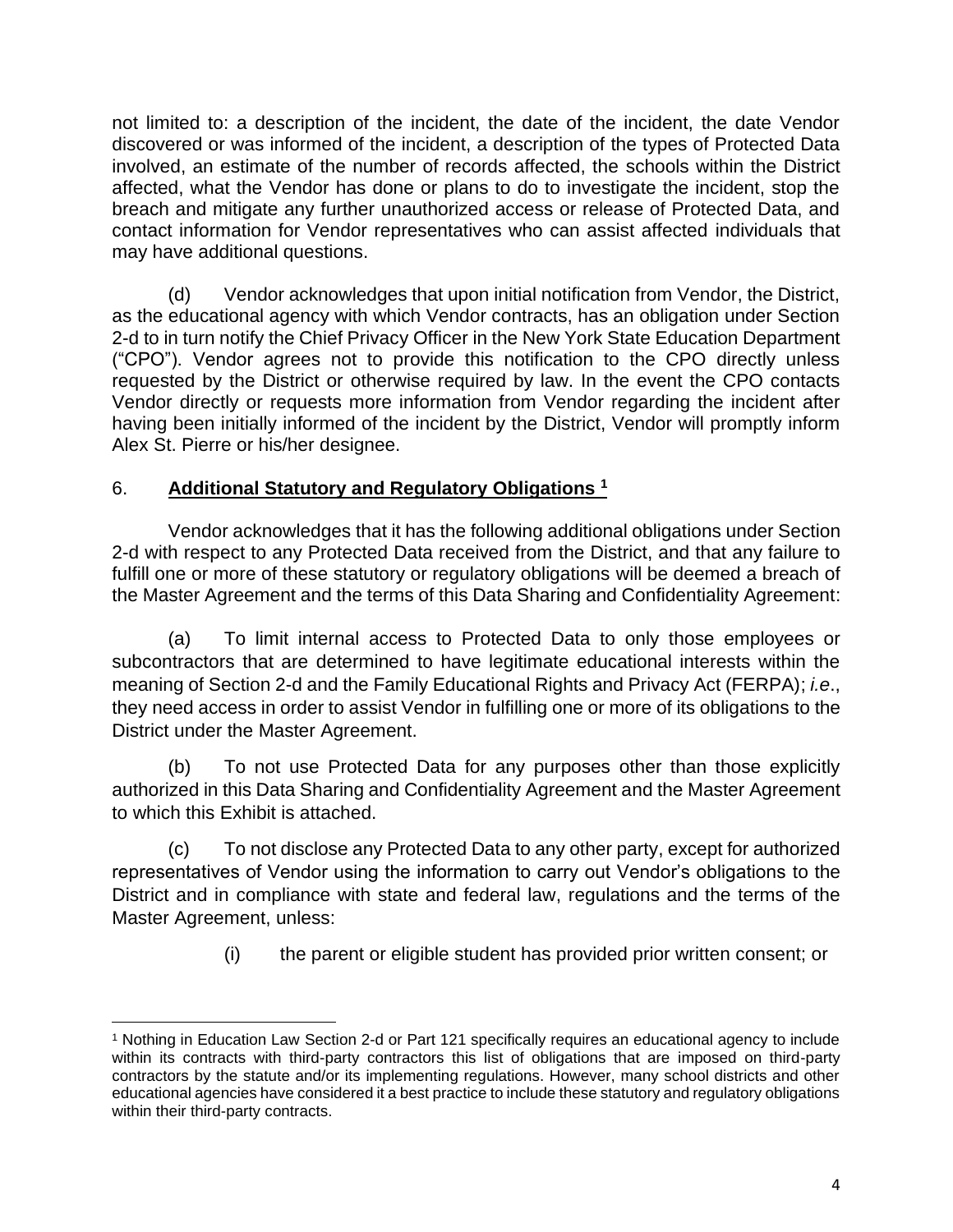not limited to: a description of the incident, the date of the incident, the date Vendor discovered or was informed of the incident, a description of the types of Protected Data involved, an estimate of the number of records affected, the schools within the District affected, what the Vendor has done or plans to do to investigate the incident, stop the breach and mitigate any further unauthorized access or release of Protected Data, and contact information for Vendor representatives who can assist affected individuals that may have additional questions.

(d) Vendor acknowledges that upon initial notification from Vendor, the District, as the educational agency with which Vendor contracts, has an obligation under Section 2-d to in turn notify the Chief Privacy Officer in the New York State Education Department ("CPO"). Vendor agrees not to provide this notification to the CPO directly unless requested by the District or otherwise required by law. In the event the CPO contacts Vendor directly or requests more information from Vendor regarding the incident after having been initially informed of the incident by the District, Vendor will promptly inform Alex St. Pierre or his/her designee.

6. **Additional Statutory and Regulatory Obligations [1]**

Vendor acknowledges that it has the following additional obligations under Section 2-d with respect to any Protected Data received from the District, and that any failure to fulfill one or more of these statutory or regulatory obligations will be deemed a breach of the Master Agreement and the terms of this Data Sharing and Confidentiality Agreement:

(a) To limit internal access to Protected Data to only those employees or subcontractors that are determined to have legitimate educational interests within the meaning of Section 2-d and the Family Educational Rights and Privacy Act (FERPA); *i.e*., they need access in order to assist Vendor in fulfilling one or more of its obligations to the District under the Master Agreement.

(b) To not use Protected Data for any purposes other than those explicitly authorized in this Data Sharing and Confidentiality Agreement and the Master Agreement to which this Exhibit is attached.

(c) To not disclose any Protected Data to any other party, except for authorized representatives of Vendor using the information to carry out Vendor's obligations to the District and in compliance with state and federal law, regulations and the terms of the Master Agreement, unless:

(i) the parent or eligible student has provided prior written consent; or

---

[1] Nothing in Education Law Section 2-d or Part 121 specifically requires an educational agency to include within its contracts with third-party contractors this list of obligations that are imposed on third-party contractors by the statute and/or its implementing regulations. However, many school districts and other educational agencies have considered it a best practice to include these statutory and regulatory obligations within their third-party contracts.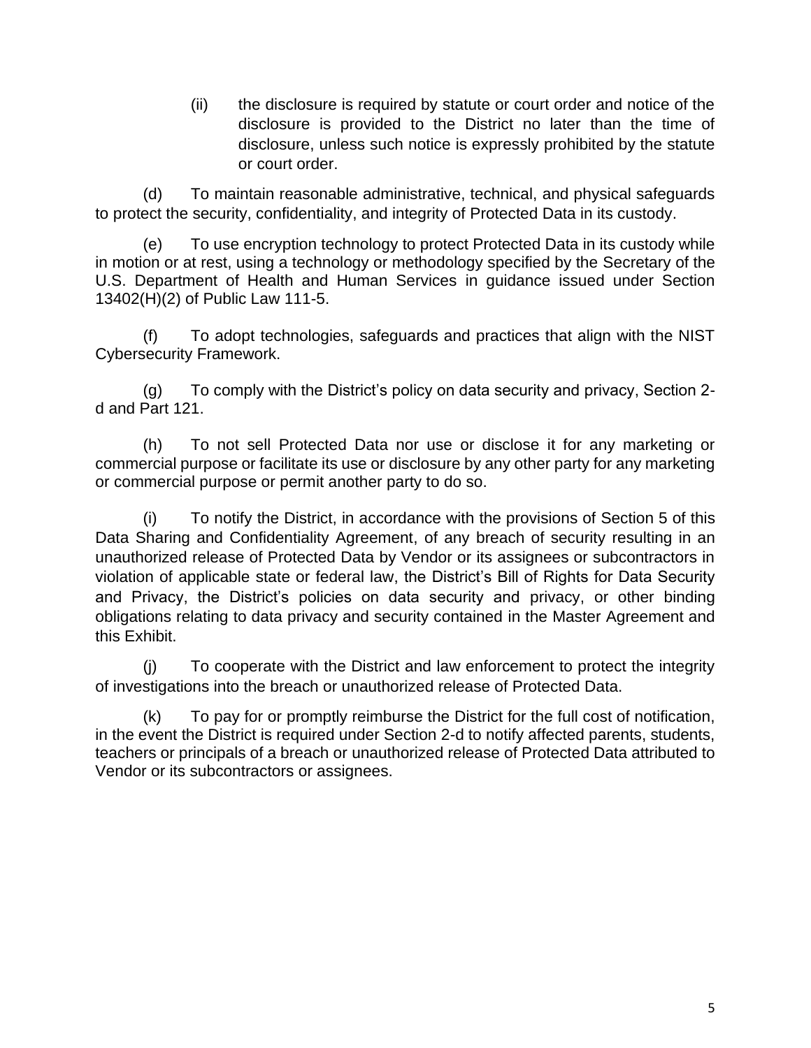(ii) the disclosure is required by statute or court order and notice of the disclosure is provided to the District no later than the time of disclosure, unless such notice is expressly prohibited by the statute or court order.

(d) To maintain reasonable administrative, technical, and physical safeguards to protect the security, confidentiality, and integrity of Protected Data in its custody.

(e) To use encryption technology to protect Protected Data in its custody while in motion or at rest, using a technology or methodology specified by the Secretary of the U.S. Department of Health and Human Services in guidance issued under Section 13402(H)(2) of Public Law 111-5.

(f) To adopt technologies, safeguards and practices that align with the NIST Cybersecurity Framework.

(g) To comply with the District's policy on data security and privacy, Section 2-d and Part 121.

(h) To not sell Protected Data nor use or disclose it for any marketing or commercial purpose or facilitate its use or disclosure by any other party for any marketing or commercial purpose or permit another party to do so.

(i) To notify the District, in accordance with the provisions of Section 5 of this Data Sharing and Confidentiality Agreement, of any breach of security resulting in an unauthorized release of Protected Data by Vendor or its assignees or subcontractors in violation of applicable state or federal law, the District's Bill of Rights for Data Security and Privacy, the District's policies on data security and privacy, or other binding obligations relating to data privacy and security contained in the Master Agreement and this Exhibit.

(j) To cooperate with the District and law enforcement to protect the integrity of investigations into the breach or unauthorized release of Protected Data.

(k) To pay for or promptly reimburse the District for the full cost of notification, in the event the District is required under Section 2-d to notify affected parents, students, teachers or principals of a breach or unauthorized release of Protected Data attributed to Vendor or its subcontractors or assignees.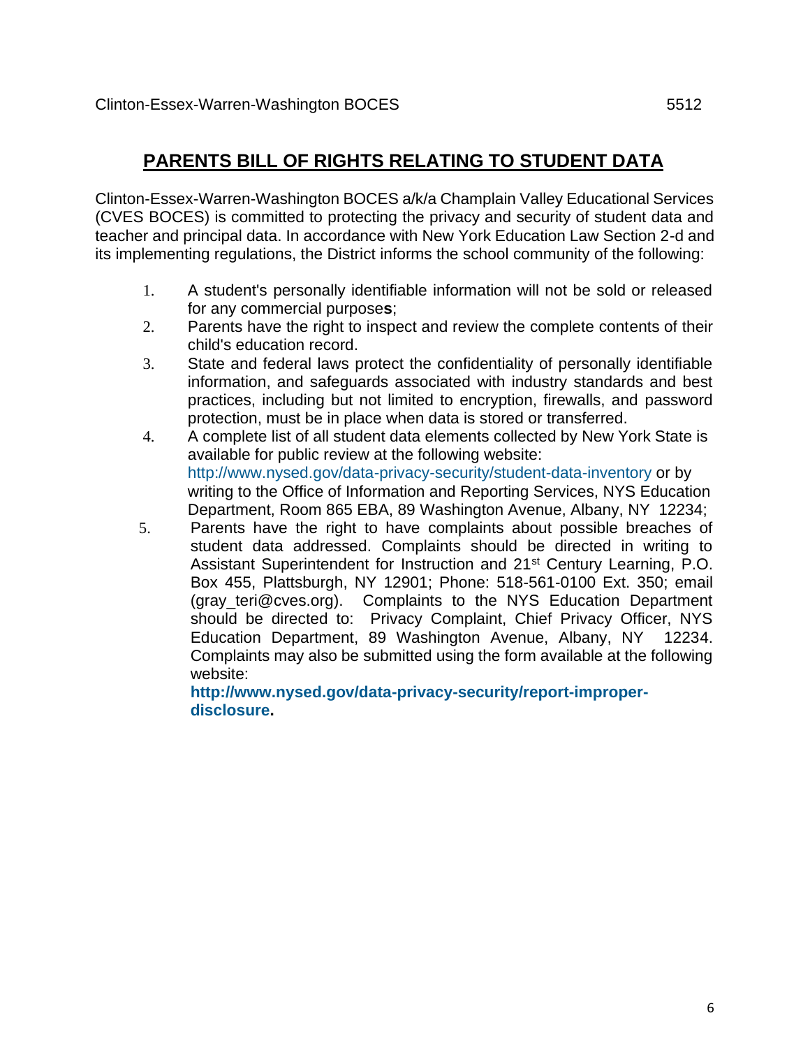# PARENTS BILL OF RIGHTS RELATING TO STUDENT DATA

Clinton-Essex-Warren-Washington BOCES a/k/a Champlain Valley Educational Services (CVES BOCES) is committed to protecting the privacy and security of student data and teacher and principal data. In accordance with New York Education Law Section 2-d and its implementing regulations, the District informs the school community of the following:

1. A student's personally identifiable information will not be sold or released for any commercial purpose**s**;
2. Parents have the right to inspect and review the complete contents of their child's education record.
3. State and federal laws protect the confidentiality of personally identifiable information, and safeguards associated with industry standards and best practices, including but not limited to encryption, firewalls, and password protection, must be in place when data is stored or transferred.
4. A complete list of all student data elements collected by New York State is available for public review at the following website: http://www.nysed.gov/data-privacy-security/student-data-inventory or by writing to the Office of Information and Reporting Services, NYS Education Department, Room 865 EBA, 89 Washington Avenue, Albany, NY 12234;
5. Parents have the right to have complaints about possible breaches of student data addressed. Complaints should be directed in writing to Assistant Superintendent for Instruction and 21st Century Learning, P.O. Box 455, Plattsburgh, NY 12901; Phone: 518-561-0100 Ext. 350; email (gray_teri@cves.org). Complaints to the NYS Education Department should be directed to: Privacy Complaint, Chief Privacy Officer, NYS Education Department, 89 Washington Avenue, Albany, NY 12234. Complaints may also be submitted using the form available at the following website: **http://www.nysed.gov/data-privacy-security/report-improper-disclosure.**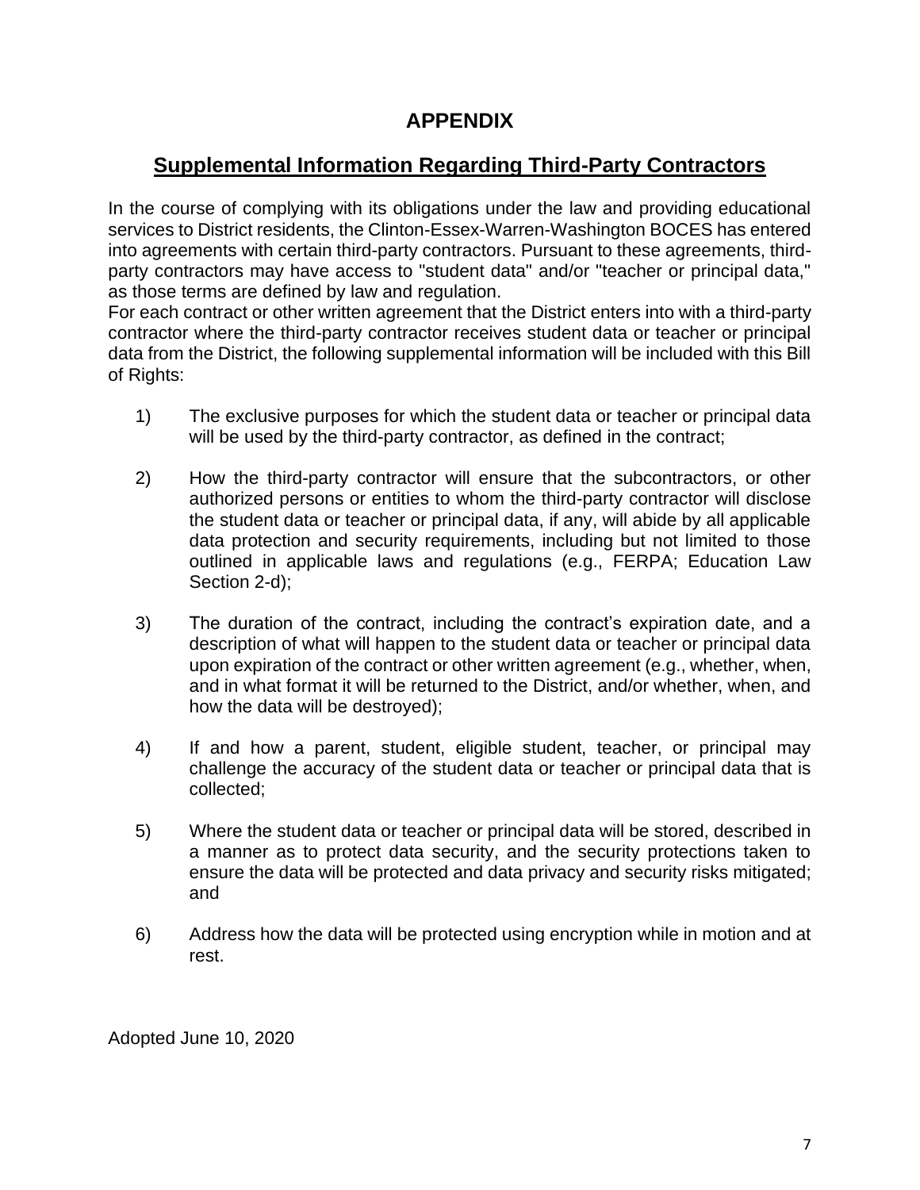# APPENDIX

## Supplemental Information Regarding Third-Party Contractors

In the course of complying with its obligations under the law and providing educational services to District residents, the Clinton-Essex-Warren-Washington BOCES has entered into agreements with certain third-party contractors. Pursuant to these agreements, third-party contractors may have access to "student data" and/or "teacher or principal data," as those terms are defined by law and regulation.

For each contract or other written agreement that the District enters into with a third-party contractor where the third-party contractor receives student data or teacher or principal data from the District, the following supplemental information will be included with this Bill of Rights:

1) The exclusive purposes for which the student data or teacher or principal data will be used by the third-party contractor, as defined in the contract;

2) How the third-party contractor will ensure that the subcontractors, or other authorized persons or entities to whom the third-party contractor will disclose the student data or teacher or principal data, if any, will abide by all applicable data protection and security requirements, including but not limited to those outlined in applicable laws and regulations (e.g., FERPA; Education Law Section 2-d);

3) The duration of the contract, including the contract's expiration date, and a description of what will happen to the student data or teacher or principal data upon expiration of the contract or other written agreement (e.g., whether, when, and in what format it will be returned to the District, and/or whether, when, and how the data will be destroyed);

4) If and how a parent, student, eligible student, teacher, or principal may challenge the accuracy of the student data or teacher or principal data that is collected;

5) Where the student data or teacher or principal data will be stored, described in a manner as to protect data security, and the security protections taken to ensure the data will be protected and data privacy and security risks mitigated; and

6) Address how the data will be protected using encryption while in motion and at rest.

Adopted June 10, 2020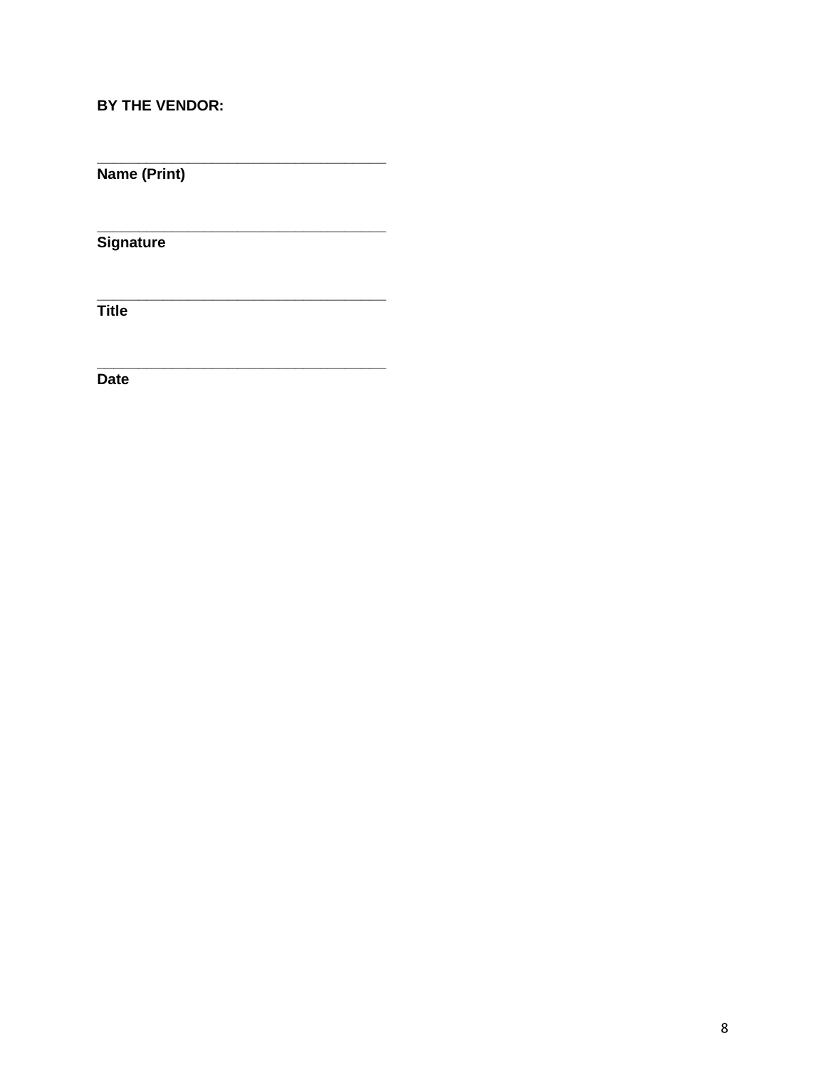**BY THE VENDOR:**

\_\_\_\_\_\_\_\_\_\_\_\_\_\_\_\_\_\_\_\_\_\_\_\_\_\_\_\_\_\_\_\_\_\_\_\_
**Name (Print)**

\_\_\_\_\_\_\_\_\_\_\_\_\_\_\_\_\_\_\_\_\_\_\_\_\_\_\_\_\_\_\_\_\_\_\_\_
**Signature**

\_\_\_\_\_\_\_\_\_\_\_\_\_\_\_\_\_\_\_\_\_\_\_\_\_\_\_\_\_\_\_\_\_\_\_\_
**Title**

\_\_\_\_\_\_\_\_\_\_\_\_\_\_\_\_\_\_\_\_\_\_\_\_\_\_\_\_\_\_\_\_\_\_\_\_
**Date**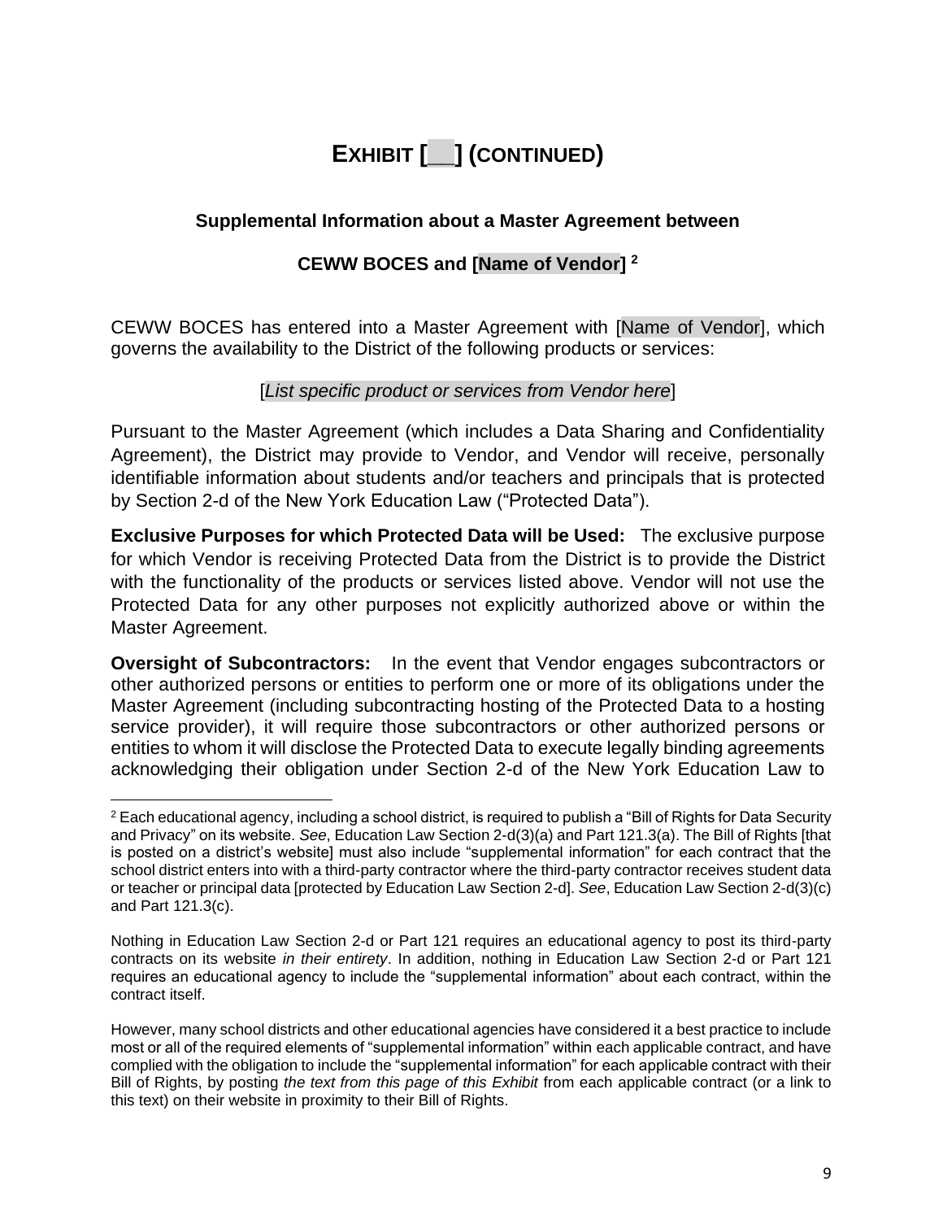# EXHIBIT [__] (CONTINUED)

### Supplemental Information about a Master Agreement between

### CEWW BOCES and [Name of Vendor] [2]

CEWW BOCES has entered into a Master Agreement with [Name of Vendor], which governs the availability to the District of the following products or services:

[*List specific product or services from Vendor here*]

Pursuant to the Master Agreement (which includes a Data Sharing and Confidentiality Agreement), the District may provide to Vendor, and Vendor will receive, personally identifiable information about students and/or teachers and principals that is protected by Section 2-d of the New York Education Law ("Protected Data").

**Exclusive Purposes for which Protected Data will be Used:** The exclusive purpose for which Vendor is receiving Protected Data from the District is to provide the District with the functionality of the products or services listed above. Vendor will not use the Protected Data for any other purposes not explicitly authorized above or within the Master Agreement.

**Oversight of Subcontractors:** In the event that Vendor engages subcontractors or other authorized persons or entities to perform one or more of its obligations under the Master Agreement (including subcontracting hosting of the Protected Data to a hosting service provider), it will require those subcontractors or other authorized persons or entities to whom it will disclose the Protected Data to execute legally binding agreements acknowledging their obligation under Section 2-d of the New York Education Law to

---

[2] Each educational agency, including a school district, is required to publish a "Bill of Rights for Data Security and Privacy" on its website. *See*, Education Law Section 2-d(3)(a) and Part 121.3(a). The Bill of Rights [that is posted on a district's website] must also include "supplemental information" for each contract that the school district enters into with a third-party contractor where the third-party contractor receives student data or teacher or principal data [protected by Education Law Section 2-d]. *See*, Education Law Section 2-d(3)(c) and Part 121.3(c).

Nothing in Education Law Section 2-d or Part 121 requires an educational agency to post its third-party contracts on its website *in their entirety*. In addition, nothing in Education Law Section 2-d or Part 121 requires an educational agency to include the "supplemental information" about each contract, within the contract itself.

However, many school districts and other educational agencies have considered it a best practice to include most or all of the required elements of "supplemental information" within each applicable contract, and have complied with the obligation to include the "supplemental information" for each applicable contract with their Bill of Rights, by posting *the text from this page of this Exhibit* from each applicable contract (or a link to this text) on their website in proximity to their Bill of Rights.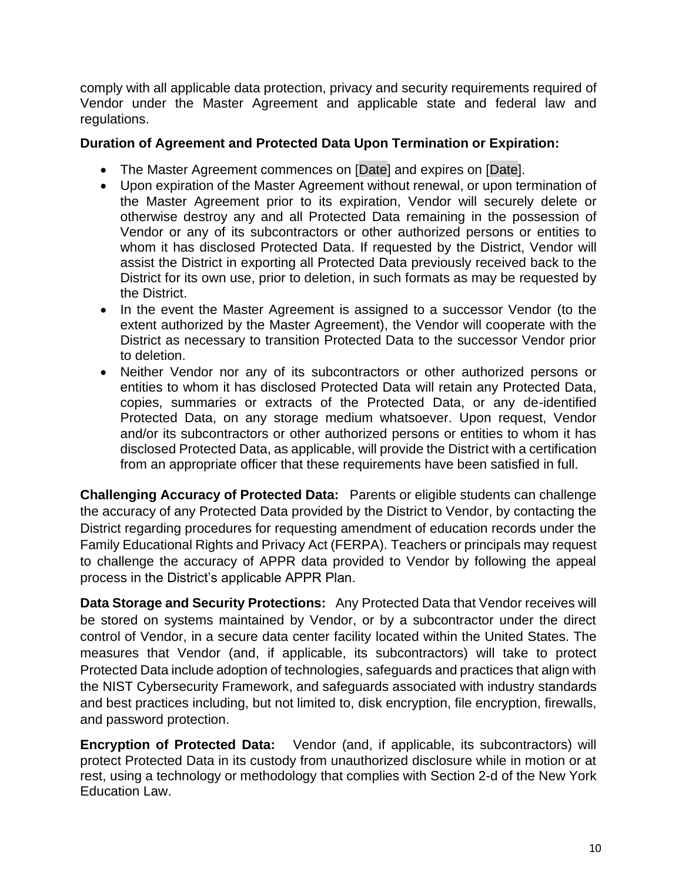comply with all applicable data protection, privacy and security requirements required of Vendor under the Master Agreement and applicable state and federal law and regulations.

**Duration of Agreement and Protected Data Upon Termination or Expiration:**

- The Master Agreement commences on [Date] and expires on [Date].
- Upon expiration of the Master Agreement without renewal, or upon termination of the Master Agreement prior to its expiration, Vendor will securely delete or otherwise destroy any and all Protected Data remaining in the possession of Vendor or any of its subcontractors or other authorized persons or entities to whom it has disclosed Protected Data. If requested by the District, Vendor will assist the District in exporting all Protected Data previously received back to the District for its own use, prior to deletion, in such formats as may be requested by the District.
- In the event the Master Agreement is assigned to a successor Vendor (to the extent authorized by the Master Agreement), the Vendor will cooperate with the District as necessary to transition Protected Data to the successor Vendor prior to deletion.
- Neither Vendor nor any of its subcontractors or other authorized persons or entities to whom it has disclosed Protected Data will retain any Protected Data, copies, summaries or extracts of the Protected Data, or any de-identified Protected Data, on any storage medium whatsoever. Upon request, Vendor and/or its subcontractors or other authorized persons or entities to whom it has disclosed Protected Data, as applicable, will provide the District with a certification from an appropriate officer that these requirements have been satisfied in full.

**Challenging Accuracy of Protected Data:** Parents or eligible students can challenge the accuracy of any Protected Data provided by the District to Vendor, by contacting the District regarding procedures for requesting amendment of education records under the Family Educational Rights and Privacy Act (FERPA). Teachers or principals may request to challenge the accuracy of APPR data provided to Vendor by following the appeal process in the District's applicable APPR Plan.

**Data Storage and Security Protections:** Any Protected Data that Vendor receives will be stored on systems maintained by Vendor, or by a subcontractor under the direct control of Vendor, in a secure data center facility located within the United States. The measures that Vendor (and, if applicable, its subcontractors) will take to protect Protected Data include adoption of technologies, safeguards and practices that align with the NIST Cybersecurity Framework, and safeguards associated with industry standards and best practices including, but not limited to, disk encryption, file encryption, firewalls, and password protection.

**Encryption of Protected Data:** Vendor (and, if applicable, its subcontractors) will protect Protected Data in its custody from unauthorized disclosure while in motion or at rest, using a technology or methodology that complies with Section 2-d of the New York Education Law.